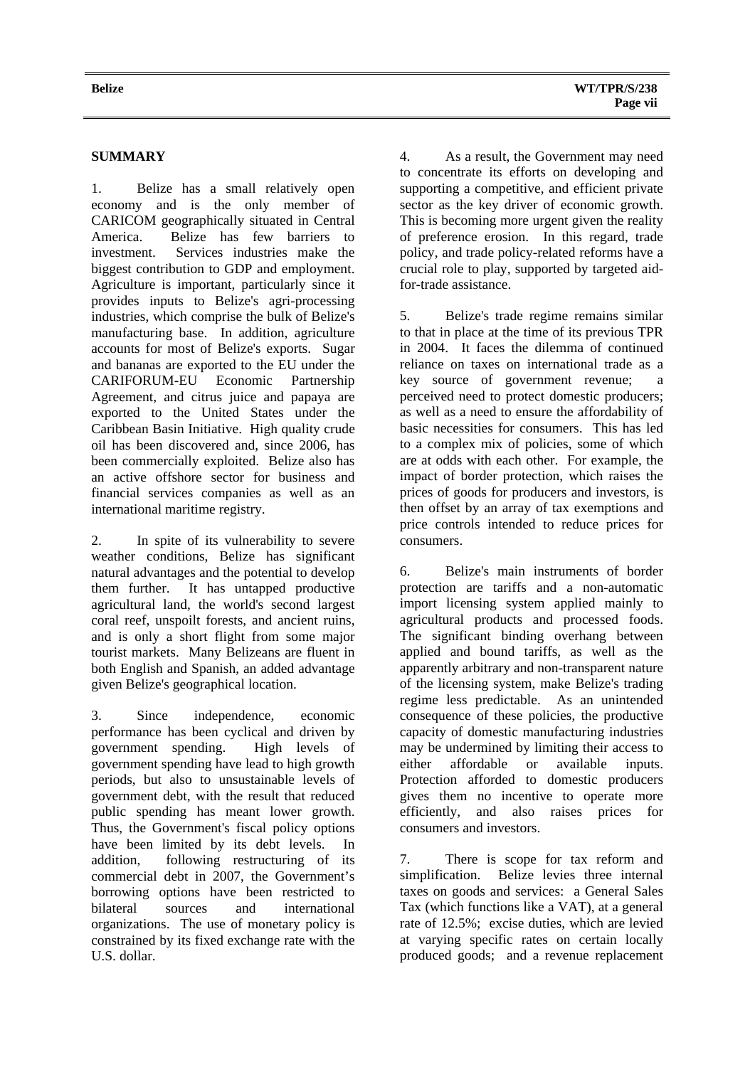## SUMMARY

1. Belize has a small relatively open economy and is the only member of CARICOM geographically situated in Central America. Belize has few barriers to investment. Services industries make the biggest contribution to GDP and employment. Agriculture is important, particularly since it provides inputs to Belize's agri-processing industries, which comprise the bulk of Belize's manufacturing base. In addition, agriculture accounts for most of Belize's exports. Sugar and bananas are exported to the EU under the CARIFORUM-EU Economic Partnership Agreement, and citrus juice and papaya are exported to the United States under the Caribbean Basin Initiative. High quality crude oil has been discovered and, since 2006, has been commercially exploited. Belize also has an active offshore sector for business and financial services companies as well as an international maritime registry.

2. In spite of its vulnerability to severe weather conditions, Belize has significant natural advantages and the potential to develop them further. It has untapped productive agricultural land, the world's second largest coral reef, unspoilt forests, and ancient ruins, and is only a short flight from some major tourist markets. Many Belizeans are fluent in both English and Spanish, an added advantage given Belize's geographical location.

3. Since independence, economic performance has been cyclical and driven by government spending. High levels of government spending have lead to high growth periods, but also to unsustainable levels of government debt, with the result that reduced public spending has meant lower growth. Thus, the Government's fiscal policy options have been limited by its debt levels. In addition, following restructuring of its commercial debt in 2007, the Government's borrowing options have been restricted to bilateral sources and international organizations. The use of monetary policy is constrained by its fixed exchange rate with the U.S. dollar.

4. As a result, the Government may need to concentrate its efforts on developing and supporting a competitive, and efficient private sector as the key driver of economic growth. This is becoming more urgent given the reality of preference erosion. In this regard, trade policy, and trade policy-related reforms have a crucial role to play, supported by targeted aid-for-trade assistance.

5. Belize's trade regime remains similar to that in place at the time of its previous TPR in 2004. It faces the dilemma of continued reliance on taxes on international trade as a key source of government revenue; a perceived need to protect domestic producers; as well as a need to ensure the affordability of basic necessities for consumers. This has led to a complex mix of policies, some of which are at odds with each other. For example, the impact of border protection, which raises the prices of goods for producers and investors, is then offset by an array of tax exemptions and price controls intended to reduce prices for consumers.

6. Belize's main instruments of border protection are tariffs and a non-automatic import licensing system applied mainly to agricultural products and processed foods. The significant binding overhang between applied and bound tariffs, as well as the apparently arbitrary and non-transparent nature of the licensing system, make Belize's trading regime less predictable. As an unintended consequence of these policies, the productive capacity of domestic manufacturing industries may be undermined by limiting their access to either affordable or available inputs. Protection afforded to domestic producers gives them no incentive to operate more efficiently, and also raises prices for consumers and investors.

7. There is scope for tax reform and simplification. Belize levies three internal taxes on goods and services: a General Sales Tax (which functions like a VAT), at a general rate of 12.5%; excise duties, which are levied at varying specific rates on certain locally produced goods; and a revenue replacement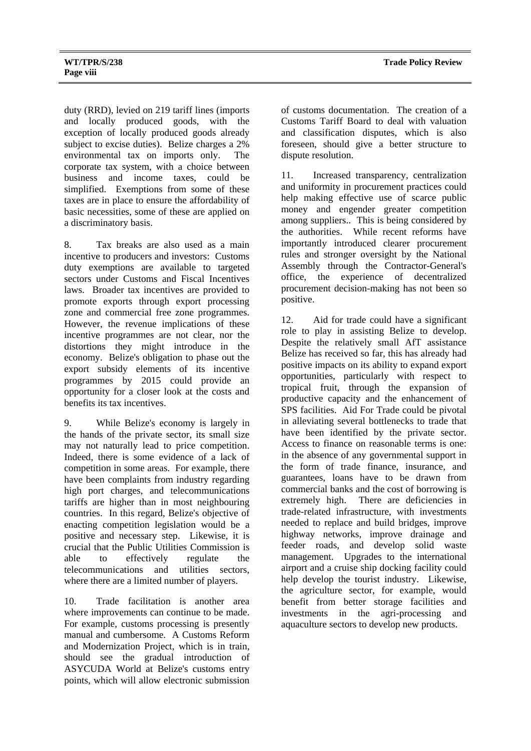duty (RRD), levied on 219 tariff lines (imports and locally produced goods, with the exception of locally produced goods already subject to excise duties). Belize charges a 2% environmental tax on imports only. The corporate tax system, with a choice between business and income taxes, could be simplified. Exemptions from some of these taxes are in place to ensure the affordability of basic necessities, some of these are applied on a discriminatory basis.

8. Tax breaks are also used as a main incentive to producers and investors: Customs duty exemptions are available to targeted sectors under Customs and Fiscal Incentives laws. Broader tax incentives are provided to promote exports through export processing zone and commercial free zone programmes. However, the revenue implications of these incentive programmes are not clear, nor the distortions they might introduce in the economy. Belize's obligation to phase out the export subsidy elements of its incentive programmes by 2015 could provide an opportunity for a closer look at the costs and benefits its tax incentives.

9. While Belize's economy is largely in the hands of the private sector, its small size may not naturally lead to price competition. Indeed, there is some evidence of a lack of competition in some areas. For example, there have been complaints from industry regarding high port charges, and telecommunications tariffs are higher than in most neighbouring countries. In this regard, Belize's objective of enacting competition legislation would be a positive and necessary step. Likewise, it is crucial that the Public Utilities Commission is able to effectively regulate the telecommunications and utilities sectors, where there are a limited number of players.

10. Trade facilitation is another area where improvements can continue to be made. For example, customs processing is presently manual and cumbersome. A Customs Reform and Modernization Project, which is in train, should see the gradual introduction of ASYCUDA World at Belize's customs entry points, which will allow electronic submission of customs documentation. The creation of a Customs Tariff Board to deal with valuation and classification disputes, which is also foreseen, should give a better structure to dispute resolution.

11. Increased transparency, centralization and uniformity in procurement practices could help making effective use of scarce public money and engender greater competition among suppliers.. This is being considered by the authorities. While recent reforms have importantly introduced clearer procurement rules and stronger oversight by the National Assembly through the Contractor-General's office, the experience of decentralized procurement decision-making has not been so positive.

12. Aid for trade could have a significant role to play in assisting Belize to develop. Despite the relatively small AfT assistance Belize has received so far, this has already had positive impacts on its ability to expand export opportunities, particularly with respect to tropical fruit, through the expansion of productive capacity and the enhancement of SPS facilities. Aid For Trade could be pivotal in alleviating several bottlenecks to trade that have been identified by the private sector. Access to finance on reasonable terms is one: in the absence of any governmental support in the form of trade finance, insurance, and guarantees, loans have to be drawn from commercial banks and the cost of borrowing is extremely high. There are deficiencies in trade-related infrastructure, with investments needed to replace and build bridges, improve highway networks, improve drainage and feeder roads, and develop solid waste management. Upgrades to the international airport and a cruise ship docking facility could help develop the tourist industry. Likewise, the agriculture sector, for example, would benefit from better storage facilities and investments in the agri-processing and aquaculture sectors to develop new products.